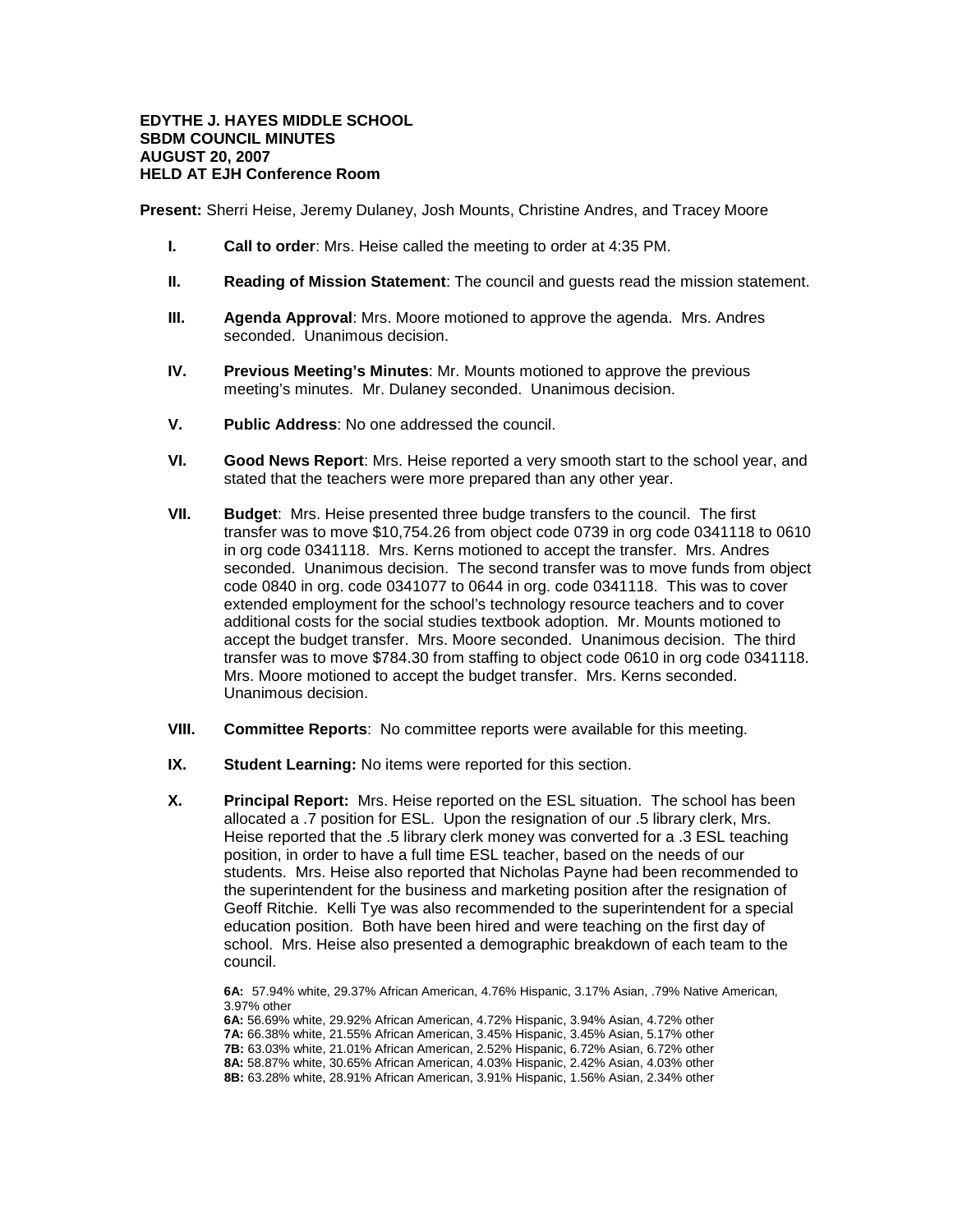**EDYTHE J. HAYES MIDDLE SCHOOL**
**SBDM COUNCIL MINUTES**
**AUGUST 20, 2007**
**HELD AT EJH Conference Room**

**Present:** Sherri Heise, Jeremy Dulaney, Josh Mounts, Christine Andres, and Tracey Moore

- **I.** **Call to order**: Mrs. Heise called the meeting to order at 4:35 PM.

- **II.** **Reading of Mission Statement**: The council and guests read the mission statement.

- **III.** **Agenda Approval**: Mrs. Moore motioned to approve the agenda. Mrs. Andres seconded. Unanimous decision.

- **IV.** **Previous Meeting's Minutes**: Mr. Mounts motioned to approve the previous meeting's minutes. Mr. Dulaney seconded. Unanimous decision.

- **V.** **Public Address**: No one addressed the council.

- **VI.** **Good News Report**: Mrs. Heise reported a very smooth start to the school year, and stated that the teachers were more prepared than any other year.

- **VII.** **Budget**: Mrs. Heise presented three budge transfers to the council. The first transfer was to move $10,754.26 from object code 0739 in org code 0341118 to 0610 in org code 0341118. Mrs. Kerns motioned to accept the transfer. Mrs. Andres seconded. Unanimous decision. The second transfer was to move funds from object code 0840 in org. code 0341077 to 0644 in org. code 0341118. This was to cover extended employment for the school's technology resource teachers and to cover additional costs for the social studies textbook adoption. Mr. Mounts motioned to accept the budget transfer. Mrs. Moore seconded. Unanimous decision. The third transfer was to move $784.30 from staffing to object code 0610 in org code 0341118. Mrs. Moore motioned to accept the budget transfer. Mrs. Kerns seconded. Unanimous decision.

- **VIII.** **Committee Reports**: No committee reports were available for this meeting.

- **IX.** **Student Learning:** No items were reported for this section.

- **X.** **Principal Report:** Mrs. Heise reported on the ESL situation. The school has been allocated a .7 position for ESL. Upon the resignation of our .5 library clerk, Mrs. Heise reported that the .5 library clerk money was converted for a .3 ESL teaching position, in order to have a full time ESL teacher, based on the needs of our students. Mrs. Heise also reported that Nicholas Payne had been recommended to the superintendent for the business and marketing position after the resignation of Geoff Ritchie. Kelli Tye was also recommended to the superintendent for a special education position. Both have been hired and were teaching on the first day of school. Mrs. Heise also presented a demographic breakdown of each team to the council.

  **6A:** 57.94% white, 29.37% African American, 4.76% Hispanic, 3.17% Asian, .79% Native American, 3.97% other
  **6A:** 56.69% white, 29.92% African American, 4.72% Hispanic, 3.94% Asian, 4.72% other
  **7A:** 66.38% white, 21.55% African American, 3.45% Hispanic, 3.45% Asian, 5.17% other
  **7B:** 63.03% white, 21.01% African American, 2.52% Hispanic, 6.72% Asian, 6.72% other
  **8A:** 58.87% white, 30.65% African American, 4.03% Hispanic, 2.42% Asian, 4.03% other
  **8B:** 63.28% white, 28.91% African American, 3.91% Hispanic, 1.56% Asian, 2.34% other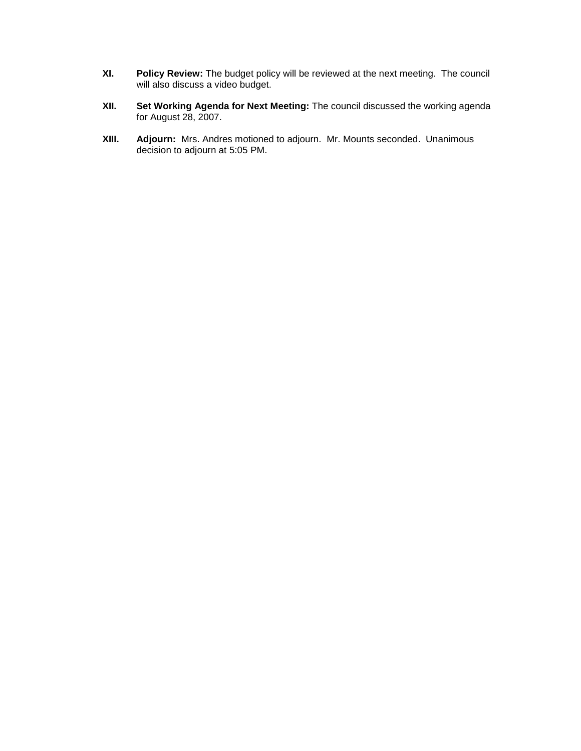**XI.** **Policy Review:** The budget policy will be reviewed at the next meeting. The council will also discuss a video budget.

**XII.** **Set Working Agenda for Next Meeting:** The council discussed the working agenda for August 28, 2007.

**XIII.** **Adjourn:** Mrs. Andres motioned to adjourn. Mr. Mounts seconded. Unanimous decision to adjourn at 5:05 PM.